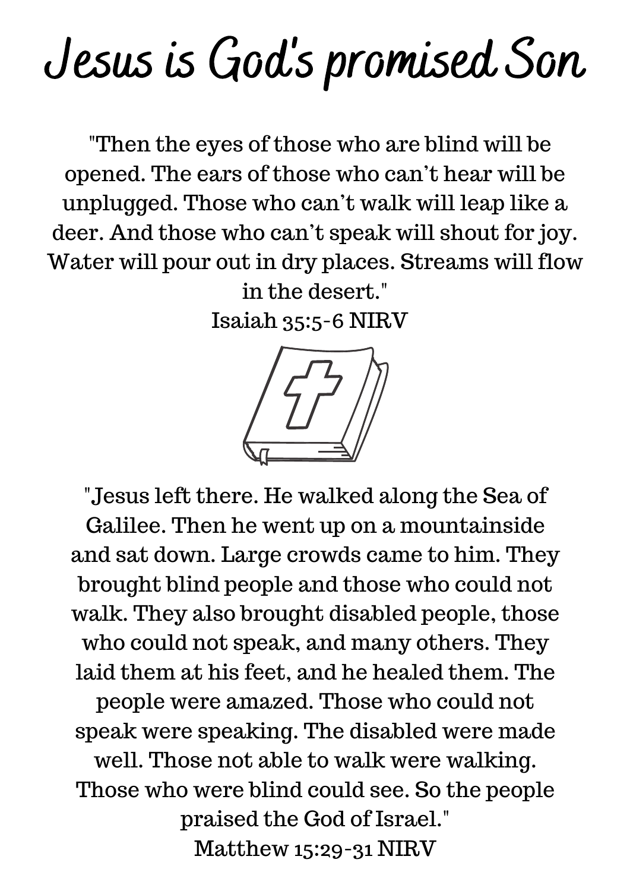# Jesus is God's promised Son

"Then the eyes of those who are blind will be opened. The ears of those who can't hear will be unplugged. Those who can't walk will leap like a deer. And those who can't speak will shout for joy. Water will pour out in dry places. Streams will flow in the desert."
Isaiah 35:5-6 NIRV

"Jesus left there. He walked along the Sea of Galilee. Then he went up on a mountainside and sat down. Large crowds came to him. They brought blind people and those who could not walk. They also brought disabled people, those who could not speak, and many others. They laid them at his feet, and he healed them. The people were amazed. Those who could not speak were speaking. The disabled were made well. Those not able to walk were walking. Those who were blind could see. So the people praised the God of Israel."
Matthew 15:29-31 NIRV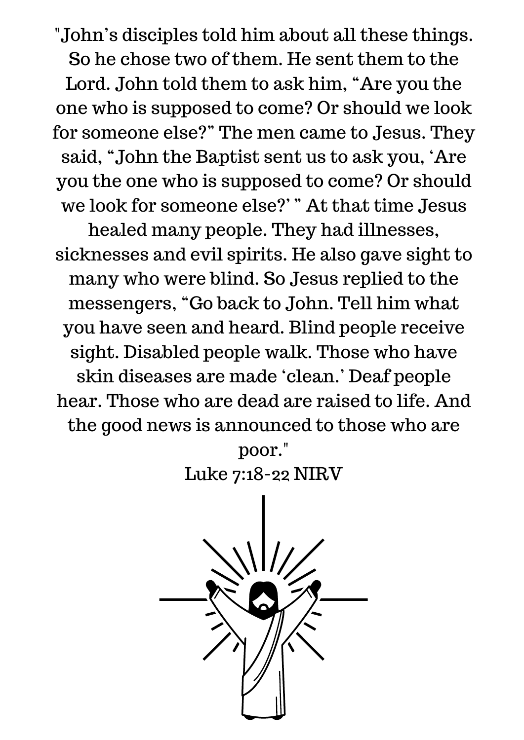"John's disciples told him about all these things. So he chose two of them. He sent them to the Lord. John told them to ask him, "Are you the one who is supposed to come? Or should we look for someone else?" The men came to Jesus. They said, "John the Baptist sent us to ask you, 'Are you the one who is supposed to come? Or should we look for someone else?' " At that time Jesus healed many people. They had illnesses, sicknesses and evil spirits. He also gave sight to many who were blind. So Jesus replied to the messengers, "Go back to John. Tell him what you have seen and heard. Blind people receive sight. Disabled people walk. Those who have skin diseases are made 'clean.' Deaf people hear. Those who are dead are raised to life. And the good news is announced to those who are poor."

Luke 7:18-22 NIRV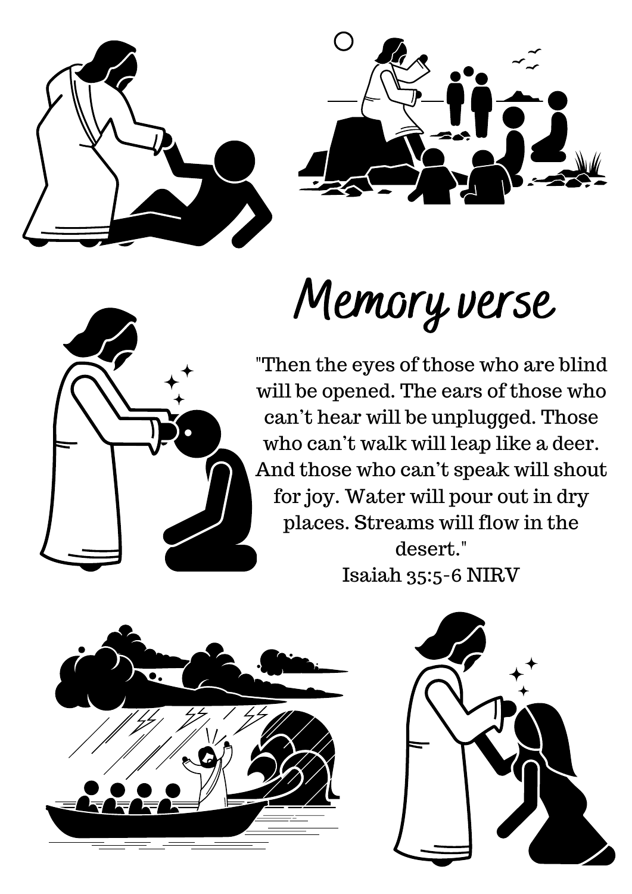# Memory verse

"Then the eyes of those who are blind will be opened. The ears of those who can't hear will be unplugged. Those who can't walk will leap like a deer. And those who can't speak will shout for joy. Water will pour out in dry places. Streams will flow in the desert."

Isaiah 35:5-6 NIRV